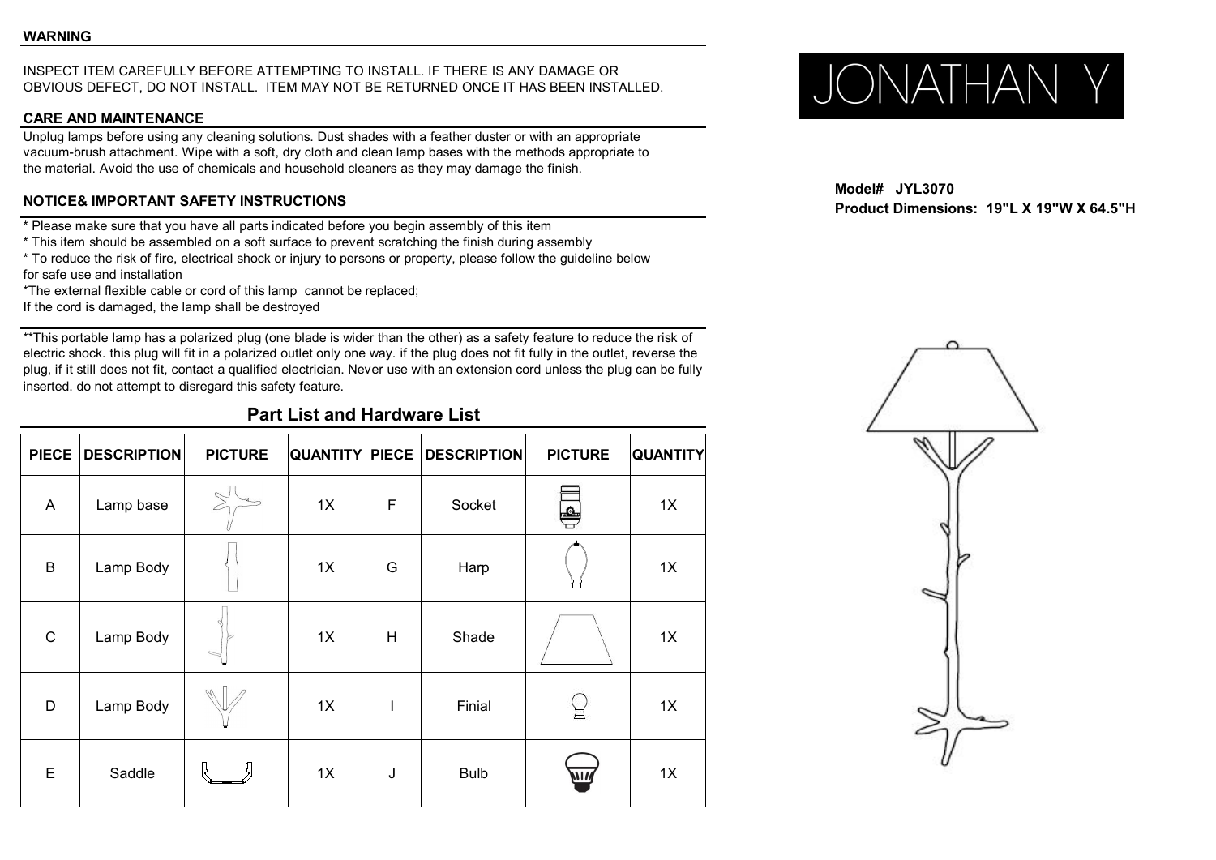## WARNING

INSPECT ITEM CAREFULLY BEFORE ATTEMPTING TO INSTALL. IF THERE IS ANY DAMAGE OR OBVIOUS DEFECT, DO NOT INSTALL. ITEM MAY NOT BE RETURNED ONCE IT HAS BEEN INSTALLED.

## CARE AND MAINTENANCE

Unplug lamps before using any cleaning solutions. Dust shades with a feather duster or with an appropriate vacuum-brush attachment. Wipe with a soft, dry cloth and clean lamp bases with the methods appropriate to the material. Avoid the use of chemicals and household cleaners as they may damage the finish.

## NOTICE& IMPORTANT SAFETY INSTRUCTIONS

* Please make sure that you have all parts indicated before you begin assembly of this item
* This item should be assembled on a soft surface to prevent scratching the finish during assembly
* To reduce the risk of fire, electrical shock or injury to persons or property, please follow the guideline below for safe use and installation

*The external flexible cable or cord of this lamp cannot be replaced;
If the cord is damaged, the lamp shall be destroyed

**This portable lamp has a polarized plug (one blade is wider than the other) as a safety feature to reduce the risk of electric shock. this plug will fit in a polarized outlet only one way. if the plug does not fit fully in the outlet, reverse the plug, if it still does not fit, contact a qualified electrician. Never use with an extension cord unless the plug can be fully inserted. do not attempt to disregard this safety feature.

## Part List and Hardware List

| PIECE | DESCRIPTION | PICTURE | QUANTITY | PIECE | DESCRIPTION | PICTURE | QUANTITY |
|---|---|---|---|---|---|---|---|
| A | Lamp base | | 1X | F | Socket | | 1X |
| B | Lamp Body | | 1X | G | Harp | | 1X |
| C | Lamp Body | | 1X | H | Shade | | 1X |
| D | Lamp Body | | 1X | I | Finial | | 1X |
| E | Saddle | | 1X | J | Bulb | | 1X |

# JONATHAN Y

**Model# JYL3070**
**Product Dimensions: 19"L X 19"W X 64.5"H**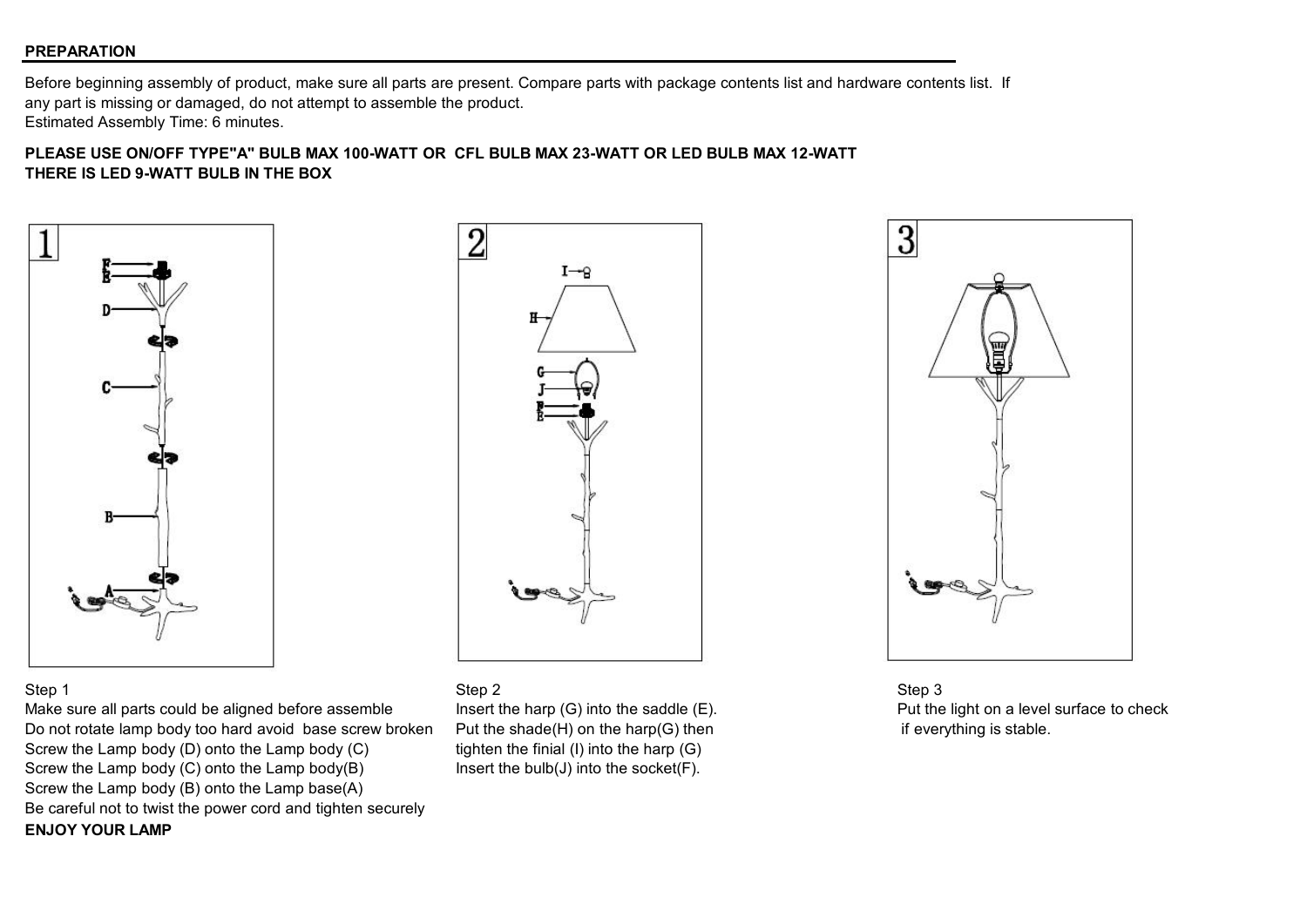## PREPARATION

Before beginning assembly of product, make sure all parts are present. Compare parts with package contents list and hardware contents list. If any part is missing or damaged, do not attempt to assemble the product.
Estimated Assembly Time: 6 minutes.

**PLEASE USE ON/OFF TYPE"A" BULB MAX 100-WATT OR CFL BULB MAX 23-WATT OR LED BULB MAX 12-WATT**
**THERE IS LED 9-WATT BULB IN THE BOX**

1

F
E
D
C
B
A

2

I
H
G
J
F
E

3

Step 1
Make sure all parts could be aligned before assemble
Do not rotate lamp body too hard avoid base screw broken
Screw the Lamp body (D) onto the Lamp body (C)
Screw the Lamp body (C) onto the Lamp body(B)
Screw the Lamp body (B) onto the Lamp base(A)
Be careful not to twist the power cord and tighten securely

Step 2
Insert the harp (G) into the saddle (E).
Put the shade(H) on the harp(G) then
tighten the finial (I) into the harp (G)
Insert the bulb(J) into the socket(F).

Step 3
Put the light on a level surface to check
if everything is stable.

**ENJOY YOUR LAMP**